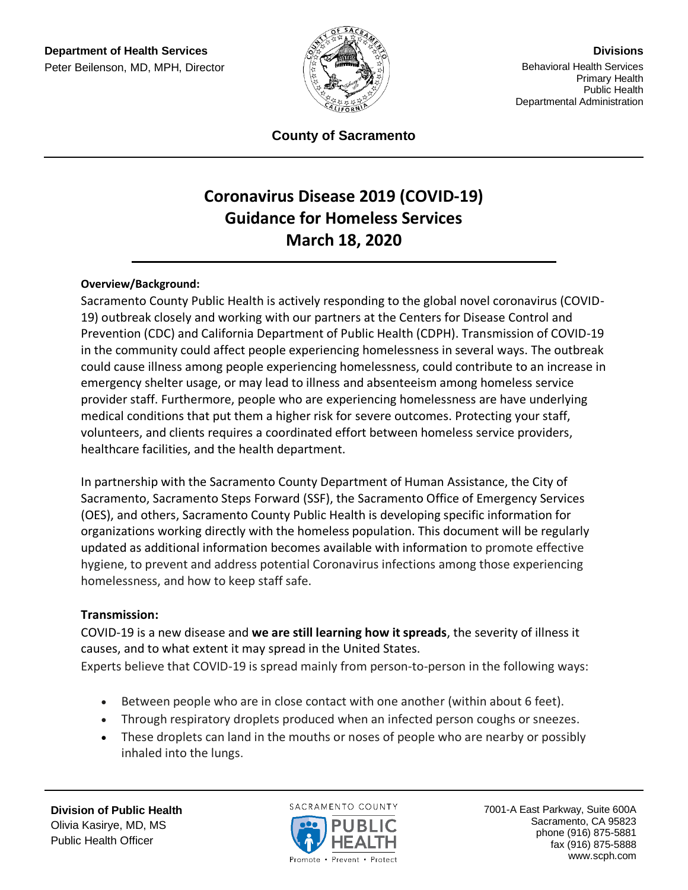**Department of Health Services**
Peter Beilenson, MD, MPH, Director

**Divisions**
Behavioral Health Services
Primary Health
Public Health
Departmental Administration

**County of Sacramento**

# Coronavirus Disease 2019 (COVID-19) Guidance for Homeless Services March 18, 2020

**Overview/Background:**

Sacramento County Public Health is actively responding to the global novel coronavirus (COVID-19) outbreak closely and working with our partners at the Centers for Disease Control and Prevention (CDC) and California Department of Public Health (CDPH). Transmission of COVID-19 in the community could affect people experiencing homelessness in several ways. The outbreak could cause illness among people experiencing homelessness, could contribute to an increase in emergency shelter usage, or may lead to illness and absenteeism among homeless service provider staff. Furthermore, people who are experiencing homelessness are have underlying medical conditions that put them a higher risk for severe outcomes. Protecting your staff, volunteers, and clients requires a coordinated effort between homeless service providers, healthcare facilities, and the health department.

In partnership with the Sacramento County Department of Human Assistance, the City of Sacramento, Sacramento Steps Forward (SSF), the Sacramento Office of Emergency Services (OES), and others, Sacramento County Public Health is developing specific information for organizations working directly with the homeless population. This document will be regularly updated as additional information becomes available with information to promote effective hygiene, to prevent and address potential Coronavirus infections among those experiencing homelessness, and how to keep staff safe.

## Transmission:

COVID-19 is a new disease and **we are still learning how it spreads**, the severity of illness it causes, and to what extent it may spread in the United States.
Experts believe that COVID-19 is spread mainly from person-to-person in the following ways:

- Between people who are in close contact with one another (within about 6 feet).
- Through respiratory droplets produced when an infected person coughs or sneezes.
- These droplets can land in the mouths or noses of people who are nearby or possibly inhaled into the lungs.

**Division of Public Health**
Olivia Kasirye, MD, MS
Public Health Officer

7001-A East Parkway, Suite 600A
Sacramento, CA 95823
phone (916) 875-5881
fax (916) 875-5888
www.scph.com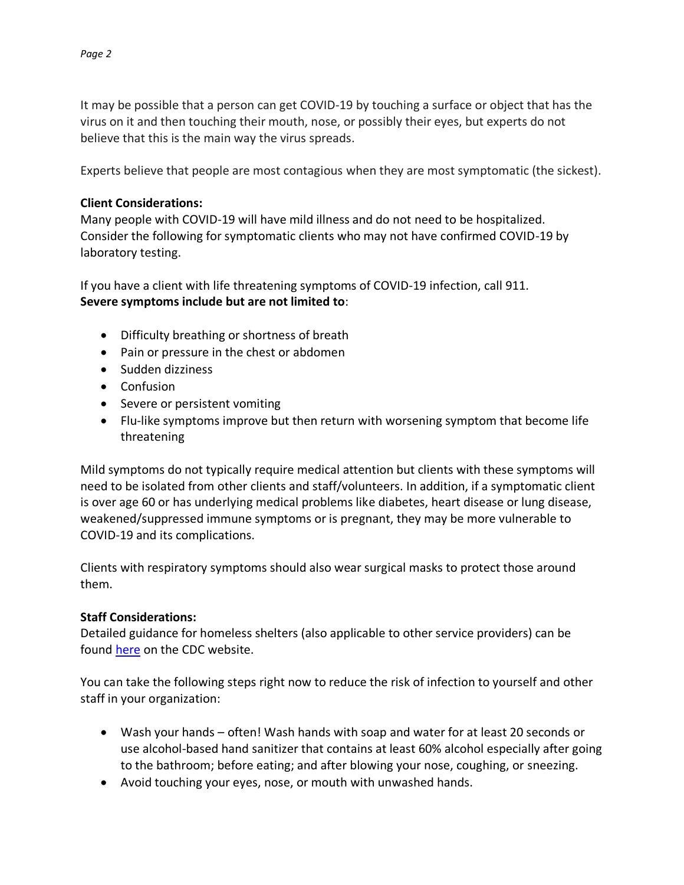It may be possible that a person can get COVID-19 by touching a surface or object that has the virus on it and then touching their mouth, nose, or possibly their eyes, but experts do not believe that this is the main way the virus spreads.

Experts believe that people are most contagious when they are most symptomatic (the sickest).

**Client Considerations:**

Many people with COVID-19 will have mild illness and do not need to be hospitalized. Consider the following for symptomatic clients who may not have confirmed COVID-19 by laboratory testing.

If you have a client with life threatening symptoms of COVID-19 infection, call 911.
**Severe symptoms include but are not limited to**:

- Difficulty breathing or shortness of breath
- Pain or pressure in the chest or abdomen
- Sudden dizziness
- Confusion
- Severe or persistent vomiting
- Flu-like symptoms improve but then return with worsening symptom that become life threatening

Mild symptoms do not typically require medical attention but clients with these symptoms will need to be isolated from other clients and staff/volunteers. In addition, if a symptomatic client is over age 60 or has underlying medical problems like diabetes, heart disease or lung disease, weakened/suppressed immune symptoms or is pregnant, they may be more vulnerable to COVID-19 and its complications.

Clients with respiratory symptoms should also wear surgical masks to protect those around them.

**Staff Considerations:**

Detailed guidance for homeless shelters (also applicable to other service providers) can be found [here](#) on the CDC website.

You can take the following steps right now to reduce the risk of infection to yourself and other staff in your organization:

- Wash your hands – often! Wash hands with soap and water for at least 20 seconds or use alcohol-based hand sanitizer that contains at least 60% alcohol especially after going to the bathroom; before eating; and after blowing your nose, coughing, or sneezing.
- Avoid touching your eyes, nose, or mouth with unwashed hands.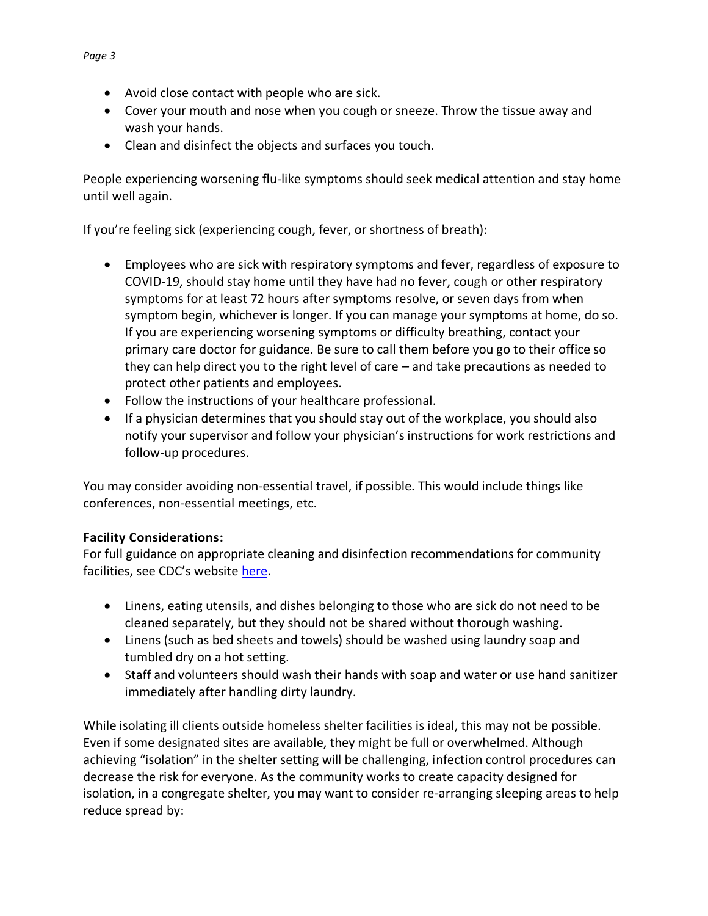- Avoid close contact with people who are sick.
- Cover your mouth and nose when you cough or sneeze. Throw the tissue away and wash your hands.
- Clean and disinfect the objects and surfaces you touch.

People experiencing worsening flu-like symptoms should seek medical attention and stay home until well again.

If you're feeling sick (experiencing cough, fever, or shortness of breath):

- Employees who are sick with respiratory symptoms and fever, regardless of exposure to COVID-19, should stay home until they have had no fever, cough or other respiratory symptoms for at least 72 hours after symptoms resolve, or seven days from when symptom begin, whichever is longer. If you can manage your symptoms at home, do so. If you are experiencing worsening symptoms or difficulty breathing, contact your primary care doctor for guidance. Be sure to call them before you go to their office so they can help direct you to the right level of care – and take precautions as needed to protect other patients and employees.
- Follow the instructions of your healthcare professional.
- If a physician determines that you should stay out of the workplace, you should also notify your supervisor and follow your physician's instructions for work restrictions and follow-up procedures.

You may consider avoiding non-essential travel, if possible. This would include things like conferences, non-essential meetings, etc.

**Facility Considerations:**

For full guidance on appropriate cleaning and disinfection recommendations for community facilities, see CDC's website here.

- Linens, eating utensils, and dishes belonging to those who are sick do not need to be cleaned separately, but they should not be shared without thorough washing.
- Linens (such as bed sheets and towels) should be washed using laundry soap and tumbled dry on a hot setting.
- Staff and volunteers should wash their hands with soap and water or use hand sanitizer immediately after handling dirty laundry.

While isolating ill clients outside homeless shelter facilities is ideal, this may not be possible. Even if some designated sites are available, they might be full or overwhelmed. Although achieving "isolation" in the shelter setting will be challenging, infection control procedures can decrease the risk for everyone. As the community works to create capacity designed for isolation, in a congregate shelter, you may want to consider re-arranging sleeping areas to help reduce spread by: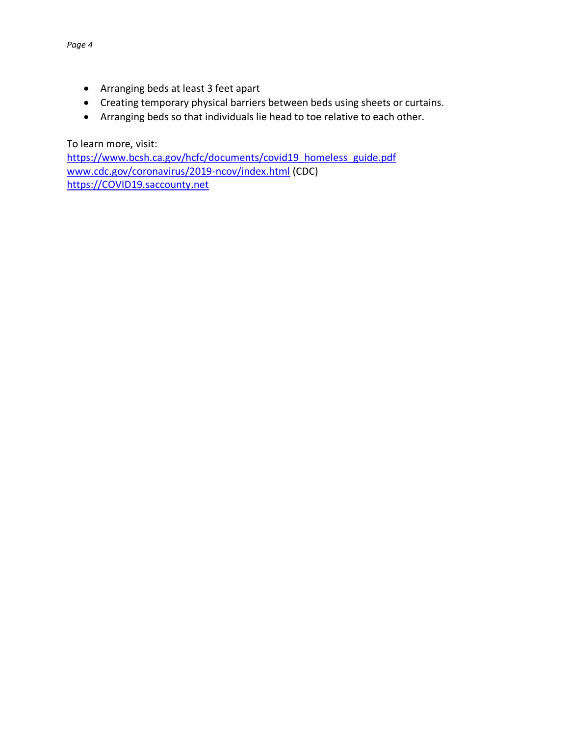- Arranging beds at least 3 feet apart
- Creating temporary physical barriers between beds using sheets or curtains.
- Arranging beds so that individuals lie head to toe relative to each other.

To learn more, visit:
https://www.bcsh.ca.gov/hcfc/documents/covid19_homeless_guide.pdf
www.cdc.gov/coronavirus/2019-ncov/index.html (CDC)
https://COVID19.saccounty.net